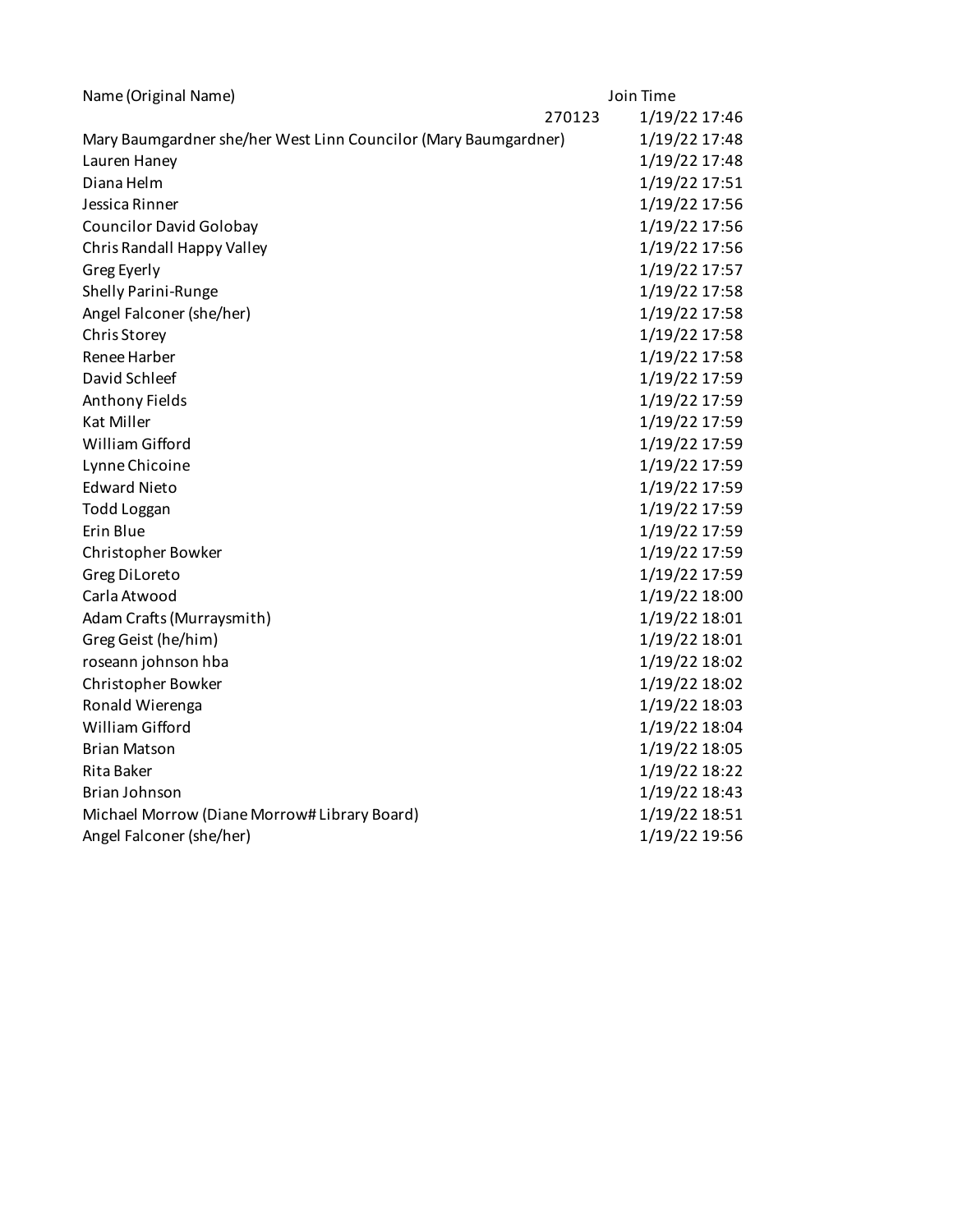| Name (Original Name) | Join Time |
|---|---|
| 270123 | 1/19/22 17:46 |
| Mary Baumgardner she/her West Linn Councilor (Mary Baumgardner) | 1/19/22 17:48 |
| Lauren Haney | 1/19/22 17:48 |
| Diana Helm | 1/19/22 17:51 |
| Jessica Rinner | 1/19/22 17:56 |
| Councilor David Golobay | 1/19/22 17:56 |
| Chris Randall Happy Valley | 1/19/22 17:56 |
| Greg Eyerly | 1/19/22 17:57 |
| Shelly Parini-Runge | 1/19/22 17:58 |
| Angel Falconer (she/her) | 1/19/22 17:58 |
| Chris Storey | 1/19/22 17:58 |
| Renee Harber | 1/19/22 17:58 |
| David Schleef | 1/19/22 17:59 |
| Anthony Fields | 1/19/22 17:59 |
| Kat Miller | 1/19/22 17:59 |
| William Gifford | 1/19/22 17:59 |
| Lynne Chicoine | 1/19/22 17:59 |
| Edward Nieto | 1/19/22 17:59 |
| Todd Loggan | 1/19/22 17:59 |
| Erin Blue | 1/19/22 17:59 |
| Christopher Bowker | 1/19/22 17:59 |
| Greg DiLoreto | 1/19/22 17:59 |
| Carla Atwood | 1/19/22 18:00 |
| Adam Crafts (Murraysmith) | 1/19/22 18:01 |
| Greg Geist (he/him) | 1/19/22 18:01 |
| roseann johnson hba | 1/19/22 18:02 |
| Christopher Bowker | 1/19/22 18:02 |
| Ronald Wierenga | 1/19/22 18:03 |
| William Gifford | 1/19/22 18:04 |
| Brian Matson | 1/19/22 18:05 |
| Rita Baker | 1/19/22 18:22 |
| Brian Johnson | 1/19/22 18:43 |
| Michael Morrow (Diane Morrow# Library Board) | 1/19/22 18:51 |
| Angel Falconer (she/her) | 1/19/22 19:56 |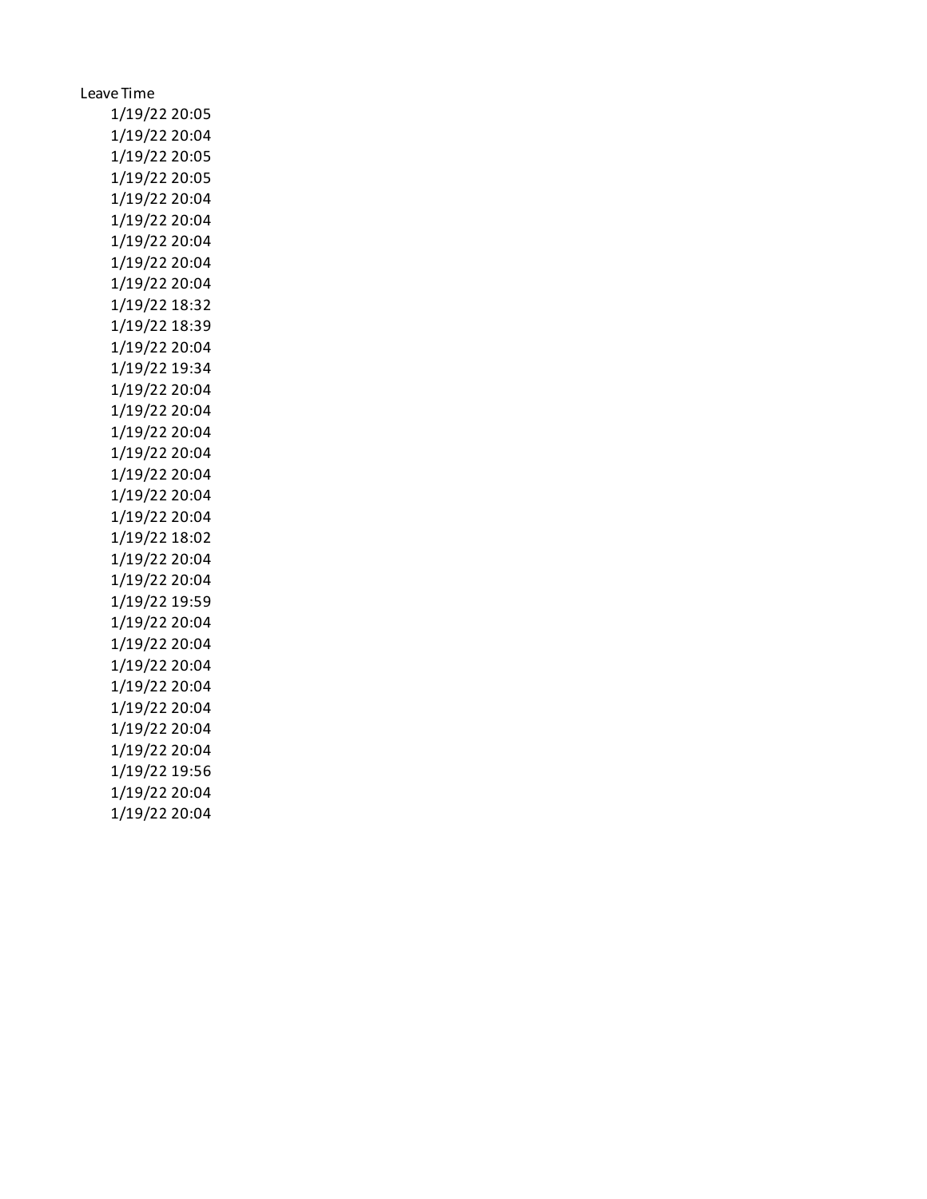| Leave Time |
| --- |
| 1/19/22 20:05 |
| 1/19/22 20:04 |
| 1/19/22 20:05 |
| 1/19/22 20:05 |
| 1/19/22 20:04 |
| 1/19/22 20:04 |
| 1/19/22 20:04 |
| 1/19/22 20:04 |
| 1/19/22 20:04 |
| 1/19/22 18:32 |
| 1/19/22 18:39 |
| 1/19/22 20:04 |
| 1/19/22 19:34 |
| 1/19/22 20:04 |
| 1/19/22 20:04 |
| 1/19/22 20:04 |
| 1/19/22 20:04 |
| 1/19/22 20:04 |
| 1/19/22 20:04 |
| 1/19/22 20:04 |
| 1/19/22 18:02 |
| 1/19/22 20:04 |
| 1/19/22 20:04 |
| 1/19/22 19:59 |
| 1/19/22 20:04 |
| 1/19/22 20:04 |
| 1/19/22 20:04 |
| 1/19/22 20:04 |
| 1/19/22 20:04 |
| 1/19/22 20:04 |
| 1/19/22 20:04 |
| 1/19/22 19:56 |
| 1/19/22 20:04 |
| 1/19/22 20:04 |